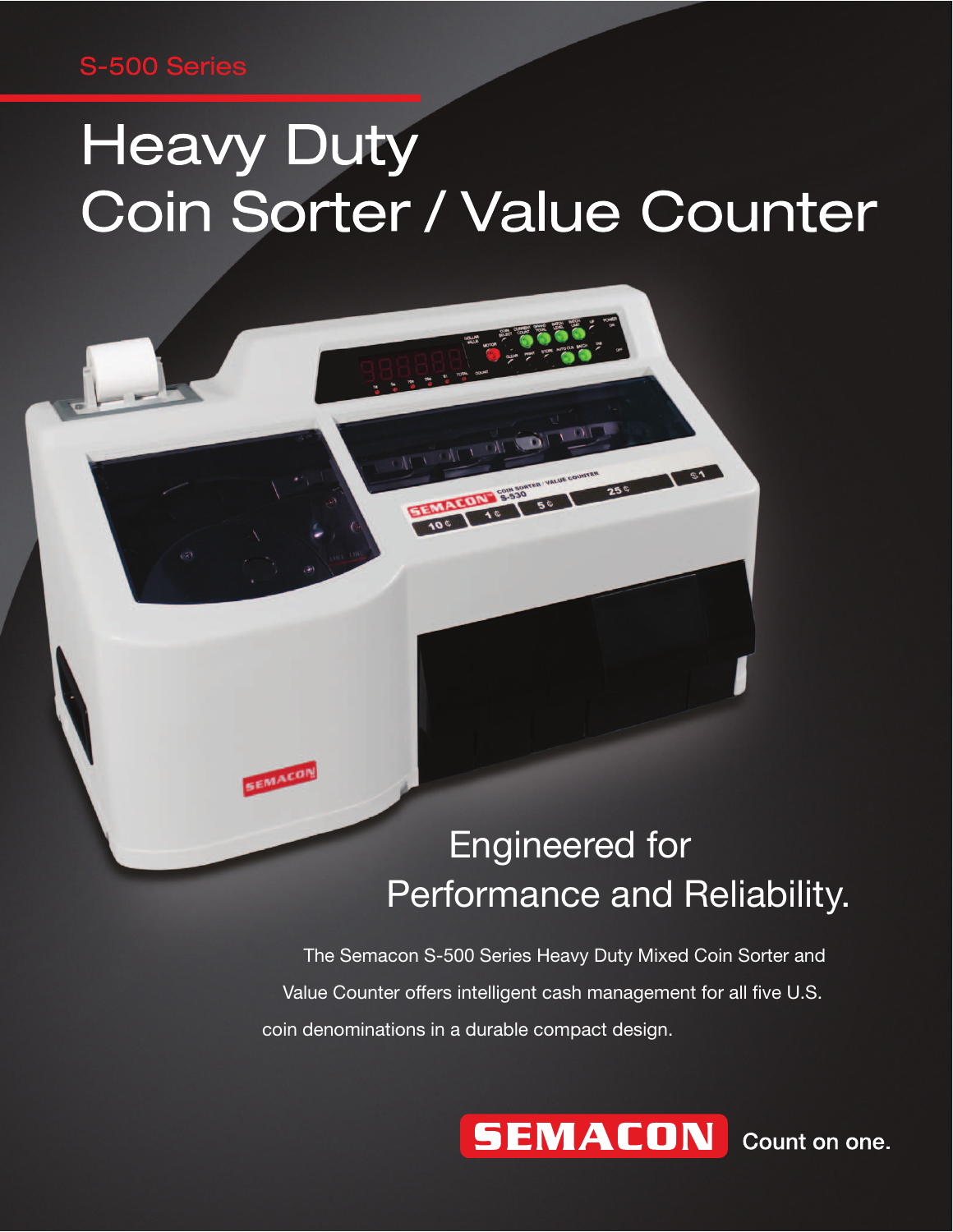S-500 Series

# Heavy Duty Coin Sorter / Value Counter

## Engineered for Performance and Reliability.

The Semacon S-500 Series Heavy Duty Mixed Coin Sorter and Value Counter offers intelligent cash management for all five U.S. coin denominations in a durable compact design.

SEMACON Count on one.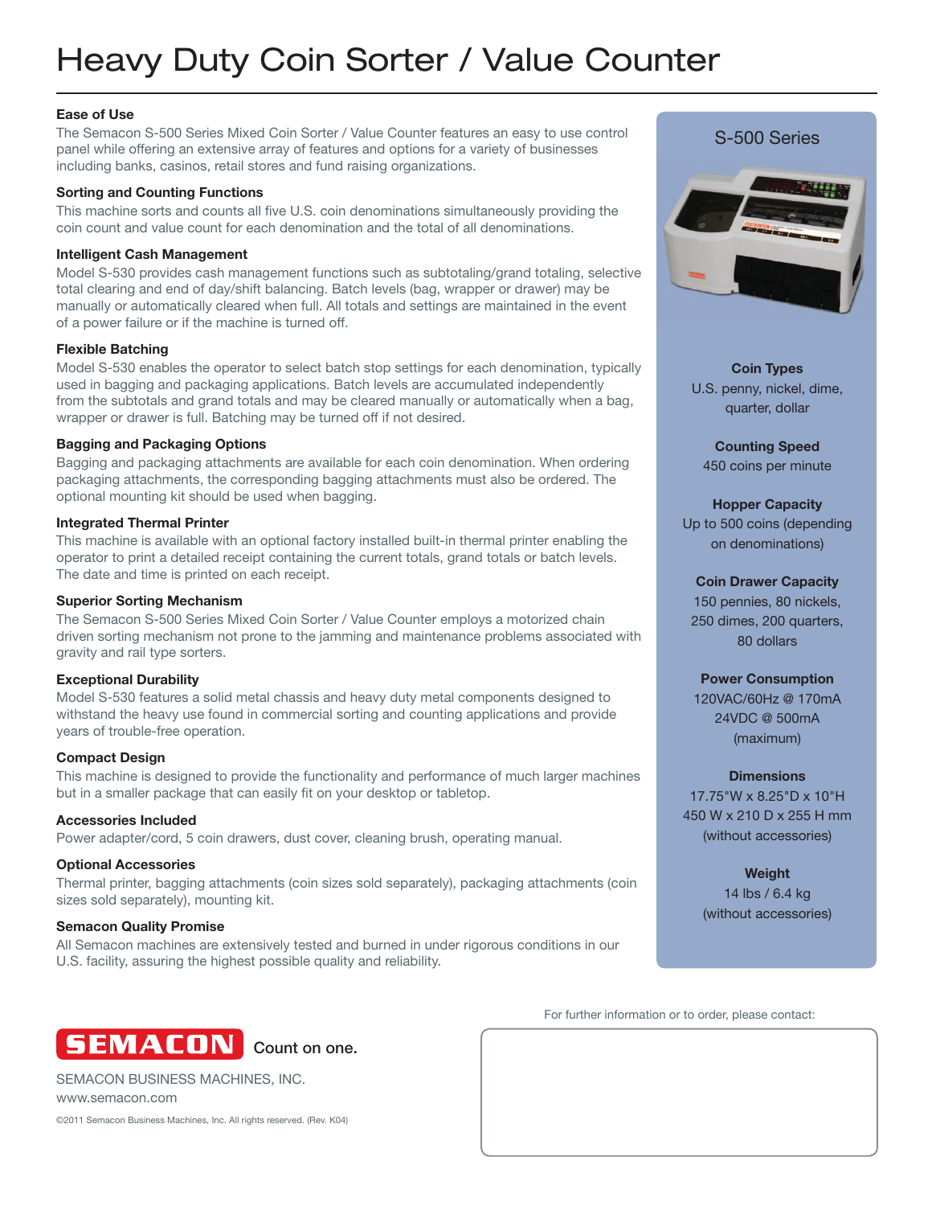# Heavy Duty Coin Sorter / Value Counter

### Ease of Use

The Semacon S-500 Series Mixed Coin Sorter / Value Counter features an easy to use control panel while offering an extensive array of features and options for a variety of businesses including banks, casinos, retail stores and fund raising organizations.

### Sorting and Counting Functions

This machine sorts and counts all five U.S. coin denominations simultaneously providing the coin count and value count for each denomination and the total of all denominations.

### Intelligent Cash Management

Model S-530 provides cash management functions such as subtotaling/grand totaling, selective total clearing and end of day/shift balancing. Batch levels (bag, wrapper or drawer) may be manually or automatically cleared when full. All totals and settings are maintained in the event of a power failure or if the machine is turned off.

### Flexible Batching

Model S-530 enables the operator to select batch stop settings for each denomination, typically used in bagging and packaging applications. Batch levels are accumulated independently from the subtotals and grand totals and may be cleared manually or automatically when a bag, wrapper or drawer is full. Batching may be turned off if not desired.

### Bagging and Packaging Options

Bagging and packaging attachments are available for each coin denomination. When ordering packaging attachments, the corresponding bagging attachments must also be ordered. The optional mounting kit should be used when bagging.

### Integrated Thermal Printer

This machine is available with an optional factory installed built-in thermal printer enabling the operator to print a detailed receipt containing the current totals, grand totals or batch levels. The date and time is printed on each receipt.

### Superior Sorting Mechanism

The Semacon S-500 Series Mixed Coin Sorter / Value Counter employs a motorized chain driven sorting mechanism not prone to the jamming and maintenance problems associated with gravity and rail type sorters.

### Exceptional Durability

Model S-530 features a solid metal chassis and heavy duty metal components designed to withstand the heavy use found in commercial sorting and counting applications and provide years of trouble-free operation.

### Compact Design

This machine is designed to provide the functionality and performance of much larger machines but in a smaller package that can easily fit on your desktop or tabletop.

### Accessories Included

Power adapter/cord, 5 coin drawers, dust cover, cleaning brush, operating manual.

### Optional Accessories

Thermal printer, bagging attachments (coin sizes sold separately), packaging attachments (coin sizes sold separately), mounting kit.

### Semacon Quality Promise

All Semacon machines are extensively tested and burned in under rigorous conditions in our U.S. facility, assuring the highest possible quality and reliability.

## S-500 Series

**Coin Types**
U.S. penny, nickel, dime, quarter, dollar

**Counting Speed**
450 coins per minute

**Hopper Capacity**
Up to 500 coins (depending on denominations)

**Coin Drawer Capacity**
150 pennies, 80 nickels, 250 dimes, 200 quarters, 80 dollars

**Power Consumption**
120VAC/60Hz @ 170mA
24VDC @ 500mA
(maximum)

**Dimensions**
17.75"W x 8.25"D x 10"H
450 W x 210 D x 255 H mm
(without accessories)

**Weight**
14 lbs / 6.4 kg
(without accessories)

For further information or to order, please contact:

SEMACON Count on one.

SEMACON BUSINESS MACHINES, INC.
www.semacon.com

©2011 Semacon Business Machines, Inc. All rights reserved. (Rev. K04)